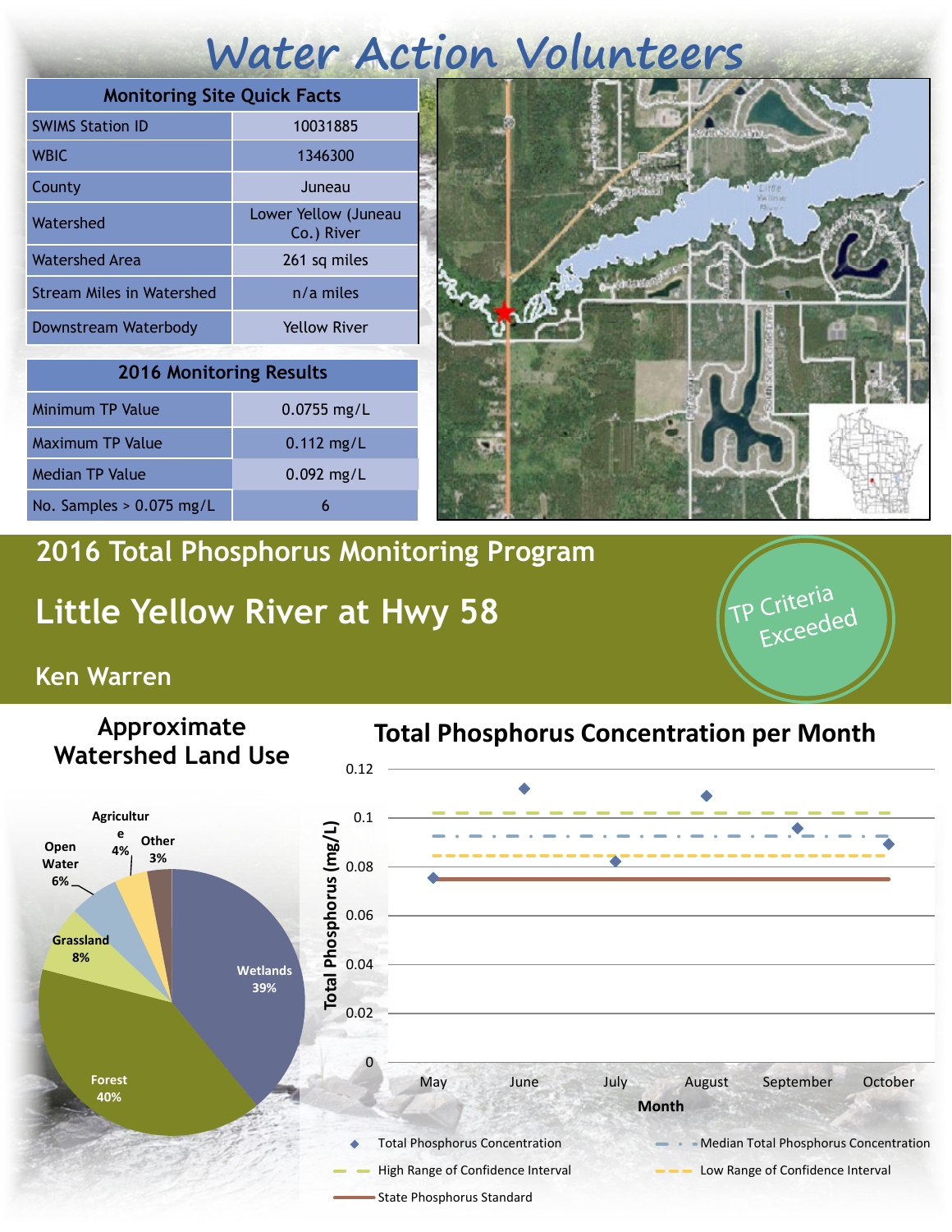# Water Action Volunteers

| Monitoring Site Quick Facts | |
|---|---|
| SWIMS Station ID | 10031885 |
| WBIC | 1346300 |
| County | Juneau |
| Watershed | Lower Yellow (Juneau Co.) River |
| Watershed Area | 261 sq miles |
| Stream Miles in Watershed | n/a miles |
| Downstream Waterbody | Yellow River |

| 2016 Monitoring Results | |
|---|---|
| Minimum TP Value | 0.0755 mg/L |
| Maximum TP Value | 0.112 mg/L |
| Median TP Value | 0.092 mg/L |
| No. Samples > 0.075 mg/L | 6 |

## 2016 Total Phosphorus Monitoring Program

# Little Yellow River at Hwy 58

## Ken Warren

TP Criteria Exceeded

### Approximate Watershed Land Use

- Wetlands 39%
- Forest 40%
- Grassland 8%
- Open Water 6%
- Agriculture 4%
- Other 3%

### Total Phosphorus Concentration per Month

| Month | Total Phosphorus Concentration (mg/L) (approx.) |
|---|---|
| May | 0.0755 |
| June | 0.112 |
| July | 0.082 |
| August | 0.109 |
| September | 0.096 |
| October | 0.089 |

Legend: Total Phosphorus Concentration; Median Total Phosphorus Concentration; High Range of Confidence Interval; Low Range of Confidence Interval; State Phosphorus Standard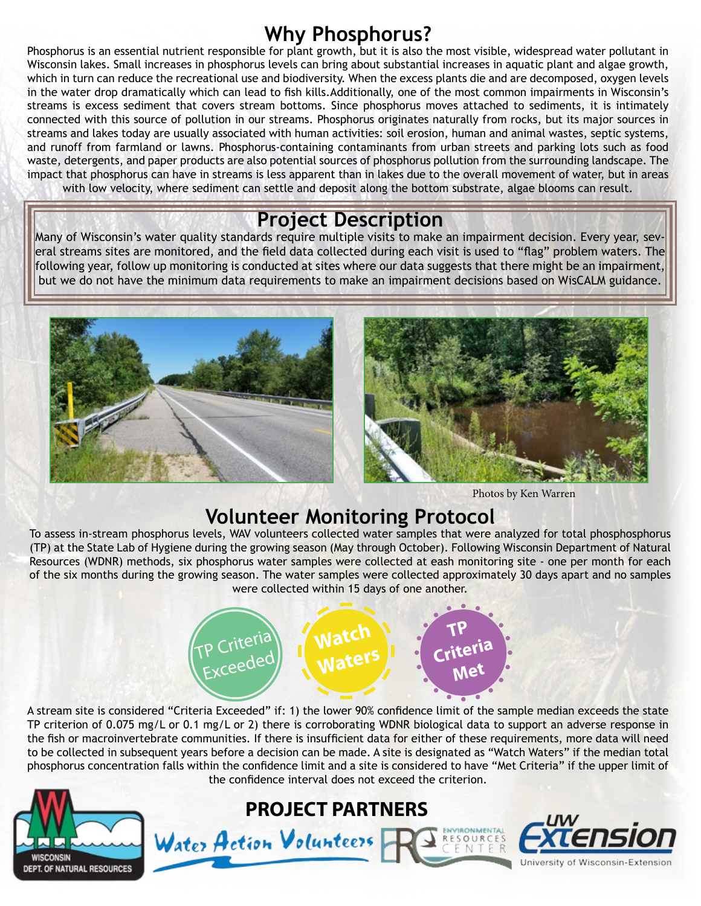# Why Phosphorus?

Phosphorus is an essential nutrient responsible for plant growth, but it is also the most visible, widespread water pollutant in Wisconsin lakes. Small increases in phosphorus levels can bring about substantial increases in aquatic plant and algae growth, which in turn can reduce the recreational use and biodiversity. When the excess plants die and are decomposed, oxygen levels in the water drop dramatically which can lead to fish kills.Additionally, one of the most common impairments in Wisconsin's streams is excess sediment that covers stream bottoms. Since phosphorus moves attached to sediments, it is intimately connected with this source of pollution in our streams. Phosphorus originates naturally from rocks, but its major sources in streams and lakes today are usually associated with human activities: soil erosion, human and animal wastes, septic systems, and runoff from farmland or lawns. Phosphorus-containing contaminants from urban streets and parking lots such as food waste, detergents, and paper products are also potential sources of phosphorus pollution from the surrounding landscape. The impact that phosphorus can have in streams is less apparent than in lakes due to the overall movement of water, but in areas with low velocity, where sediment can settle and deposit along the bottom substrate, algae blooms can result.

# Project Description

Many of Wisconsin's water quality standards require multiple visits to make an impairment decision. Every year, several streams sites are monitored, and the field data collected during each visit is used to "flag" problem waters. The following year, follow up monitoring is conducted at sites where our data suggests that there might be an impairment, but we do not have the minimum data requirements to make an impairment decisions based on WisCALM guidance.

Photos by Ken Warren

# Volunteer Monitoring Protocol

To assess in-stream phosphorus levels, WAV volunteers collected water samples that were analyzed for total phosphosphorus (TP) at the State Lab of Hygiene during the growing season (May through October). Following Wisconsin Department of Natural Resources (WDNR) methods, six phosphorus water samples were collected at eash monitoring site - one per month for each of the six months during the growing season. The water samples were collected approximately 30 days apart and no samples were collected within 15 days of one another.

TP Criteria Exceeded

Watch Waters

TP Criteria Met

A stream site is considered "Criteria Exceeded" if: 1) the lower 90% confidence limit of the sample median exceeds the state TP criterion of 0.075 mg/L or 0.1 mg/L or 2) there is corroborating WDNR biological data to support an adverse response in the fish or macroinvertebrate communities. If there is insufficient data for either of these requirements, more data will need to be collected in subsequent years before a decision can be made. A site is designated as "Watch Waters" if the median total phosphorus concentration falls within the confidence limit and a site is considered to have "Met Criteria" if the upper limit of the confidence interval does not exceed the criterion.

## PROJECT PARTNERS

Wisconsin Dept. of Natural Resources

Water Action Volunteers

Environmental Resources Center

UW Extension – University of Wisconsin-Extension